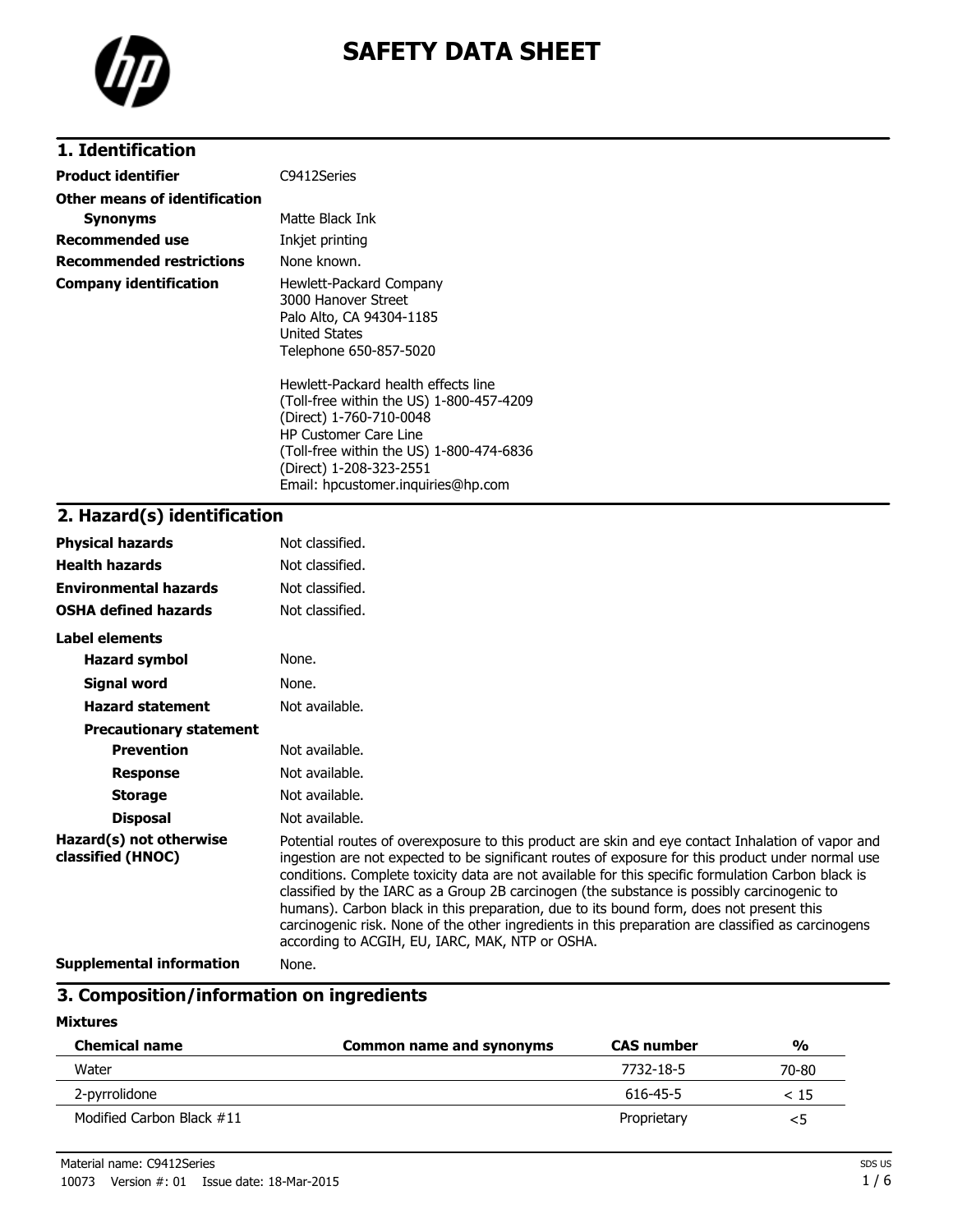# SAFETY DATA SHEET

## 1. Identification

**Product identifier** C9412Series

**Other means of identification**

**Synonyms** Matte Black Ink

**Recommended use** Inkjet printing

**Recommended restrictions** None known.

**Company identification**

Hewlett-Packard Company
3000 Hanover Street
Palo Alto, CA 94304-1185
United States
Telephone 650-857-5020

Hewlett-Packard health effects line
(Toll-free within the US) 1-800-457-4209
(Direct) 1-760-710-0048
HP Customer Care Line
(Toll-free within the US) 1-800-474-6836
(Direct) 1-208-323-2551
Email: hpcustomer.inquiries@hp.com

## 2. Hazard(s) identification

**Physical hazards** Not classified.

**Health hazards** Not classified.

**Environmental hazards** Not classified.

**OSHA defined hazards** Not classified.

**Label elements**

**Hazard symbol** None.

**Signal word** None.

**Hazard statement** Not available.

**Precautionary statement**

**Prevention** Not available.

**Response** Not available.

**Storage** Not available.

**Disposal** Not available.

**Hazard(s) not otherwise classified (HNOC)**

Potential routes of overexposure to this product are skin and eye contact Inhalation of vapor and ingestion are not expected to be significant routes of exposure for this product under normal use conditions. Complete toxicity data are not available for this specific formulation Carbon black is classified by the IARC as a Group 2B carcinogen (the substance is possibly carcinogenic to humans). Carbon black in this preparation, due to its bound form, does not present this carcinogenic risk. None of the other ingredients in this preparation are classified as carcinogens according to ACGIH, EU, IARC, MAK, NTP or OSHA.

**Supplemental information** None.

## 3. Composition/information on ingredients

**Mixtures**

| Chemical name | Common name and synonyms | CAS number | % |
|---|---|---|---|
| Water | | 7732-18-5 | 70-80 |
| 2-pyrrolidone | | 616-45-5 | < 15 |
| Modified Carbon Black #11 | | Proprietary | <5 |

Material name: C9412Series

10073 Version #: 01 Issue date: 18-Mar-2015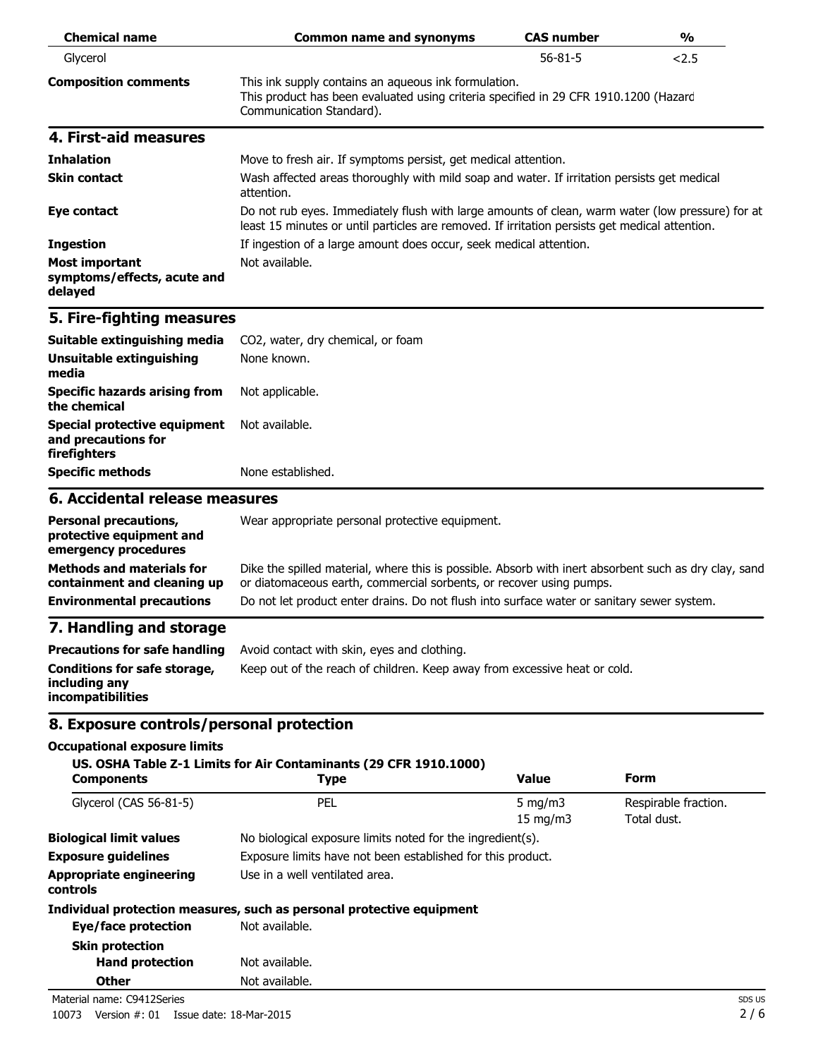| Chemical name | Common name and synonyms | CAS number | % |
|---|---|---|---|
| Glycerol | | 56-81-5 | <2.5 |

**Composition comments** This ink supply contains an aqueous ink formulation. This product has been evaluated using criteria specified in 29 CFR 1910.1200 (Hazard Communication Standard).

## 4. First-aid measures

**Inhalation** Move to fresh air. If symptoms persist, get medical attention.

**Skin contact** Wash affected areas thoroughly with mild soap and water. If irritation persists get medical attention.

**Eye contact** Do not rub eyes. Immediately flush with large amounts of clean, warm water (low pressure) for at least 15 minutes or until particles are removed. If irritation persists get medical attention.

**Ingestion** If ingestion of a large amount does occur, seek medical attention.

**Most important symptoms/effects, acute and delayed** Not available.

## 5. Fire-fighting measures

**Suitable extinguishing media** $CO_2$, water, dry chemical, or foam

**Unsuitable extinguishing media** None known.

**Specific hazards arising from the chemical** Not applicable.

**Special protective equipment and precautions for firefighters** Not available.

**Specific methods** None established.

## 6. Accidental release measures

**Personal precautions, protective equipment and emergency procedures** Wear appropriate personal protective equipment.

**Methods and materials for containment and cleaning up** Dike the spilled material, where this is possible. Absorb with inert absorbent such as dry clay, sand or diatomaceous earth, commercial sorbents, or recover using pumps.

**Environmental precautions** Do not let product enter drains. Do not flush into surface water or sanitary sewer system.

## 7. Handling and storage

**Precautions for safe handling** Avoid contact with skin, eyes and clothing.

**Conditions for safe storage, including any incompatibilities** Keep out of the reach of children. Keep away from excessive heat or cold.

## 8. Exposure controls/personal protection

**Occupational exposure limits**

**US. OSHA Table Z-1 Limits for Air Contaminants (29 CFR 1910.1000)**

| Components | Type | Value | Form |
|---|---|---|---|
| Glycerol (CAS 56-81-5) | PEL | 5 mg/m3 | Respirable fraction. |
| | | 15 mg/m3 | Total dust. |

**Biological limit values** No biological exposure limits noted for the ingredient(s).

**Exposure guidelines** Exposure limits have not been established for this product.

**Appropriate engineering controls** Use in a well ventilated area.

**Individual protection measures, such as personal protective equipment**

**Eye/face protection** Not available.

**Skin protection**

**Hand protection** Not available.

**Other** Not available.

Material name: C9412Series

10073 Version #: 01 Issue date: 18-Mar-2015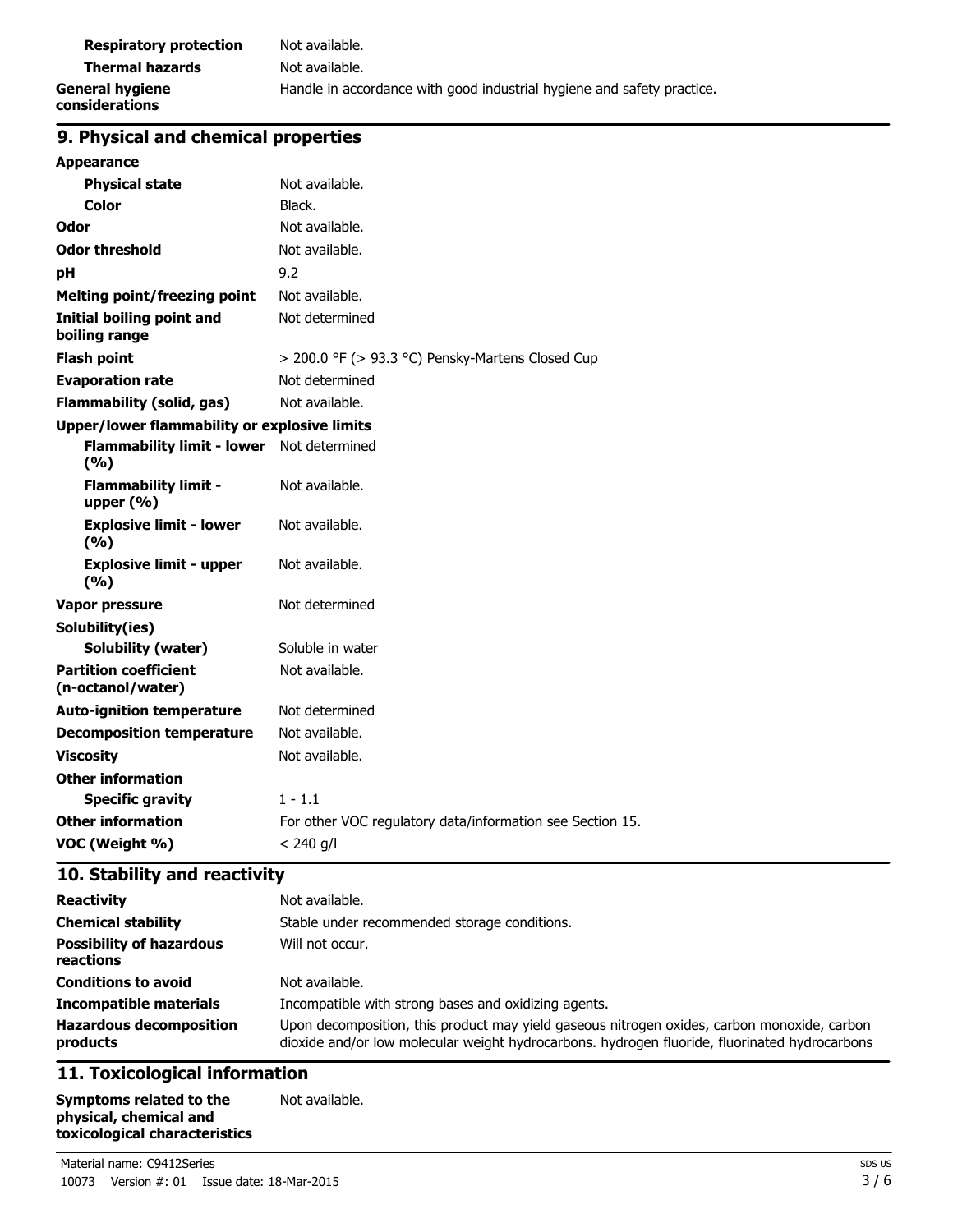| | |
|---|---|
| **Respiratory protection** | Not available. |
| **Thermal hazards** | Not available. |
| **General hygiene considerations** | Handle in accordance with good industrial hygiene and safety practice. |

## 9. Physical and chemical properties

| | |
|---|---|
| **Appearance** | |
| **Physical state** | Not available. |
| **Color** | Black. |
| **Odor** | Not available. |
| **Odor threshold** | Not available. |
| **pH** | 9.2 |
| **Melting point/freezing point** | Not available. |
| **Initial boiling point and boiling range** | Not determined |
| **Flash point** | > 200.0 °F (> 93.3 °C) Pensky-Martens Closed Cup |
| **Evaporation rate** | Not determined |
| **Flammability (solid, gas)** | Not available. |
| **Upper/lower flammability or explosive limits** | |
| **Flammability limit - lower (%)** | Not determined |
| **Flammability limit - upper (%)** | Not available. |
| **Explosive limit - lower (%)** | Not available. |
| **Explosive limit - upper (%)** | Not available. |
| **Vapor pressure** | Not determined |
| **Solubility(ies)** | |
| **Solubility (water)** | Soluble in water |
| **Partition coefficient (n-octanol/water)** | Not available. |
| **Auto-ignition temperature** | Not determined |
| **Decomposition temperature** | Not available. |
| **Viscosity** | Not available. |
| **Other information** | |
| **Specific gravity** | 1 - 1.1 |
| **Other information** | For other VOC regulatory data/information see Section 15. |
| **VOC (Weight %)** | < 240 g/l |

## 10. Stability and reactivity

| | |
|---|---|
| **Reactivity** | Not available. |
| **Chemical stability** | Stable under recommended storage conditions. |
| **Possibility of hazardous reactions** | Will not occur. |
| **Conditions to avoid** | Not available. |
| **Incompatible materials** | Incompatible with strong bases and oxidizing agents. |
| **Hazardous decomposition products** | Upon decomposition, this product may yield gaseous nitrogen oxides, carbon monoxide, carbon dioxide and/or low molecular weight hydrocarbons. hydrogen fluoride, fluorinated hydrocarbons |

## 11. Toxicological information

| | |
|---|---|
| **Symptoms related to the physical, chemical and toxicological characteristics** | Not available. |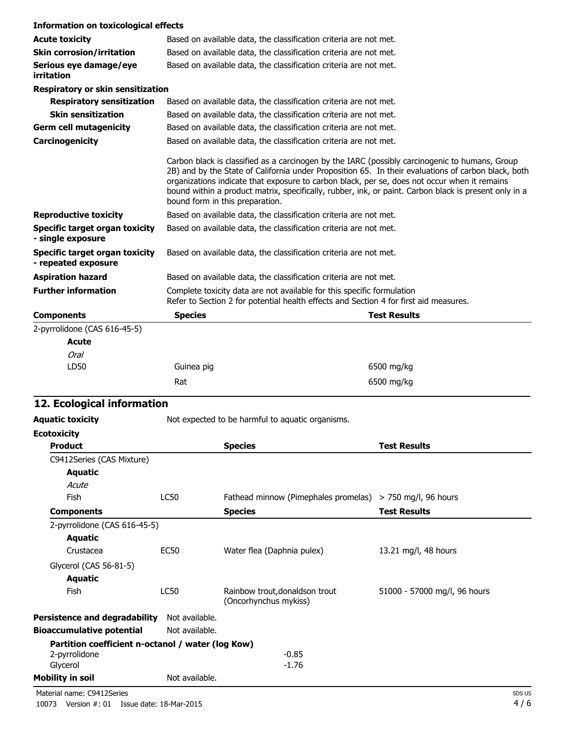**Information on toxicological effects**

| | |
|---|---|
| **Acute toxicity** | Based on available data, the classification criteria are not met. |
| **Skin corrosion/irritation** | Based on available data, the classification criteria are not met. |
| **Serious eye damage/eye irritation** | Based on available data, the classification criteria are not met. |

**Respiratory or skin sensitization**

| | |
|---|---|
| **Respiratory sensitization** | Based on available data, the classification criteria are not met. |
| **Skin sensitization** | Based on available data, the classification criteria are not met. |
| **Germ cell mutagenicity** | Based on available data, the classification criteria are not met. |
| **Carcinogenicity** | Based on available data, the classification criteria are not met. |
| | Carbon black is classified as a carcinogen by the IARC (possibly carcinogenic to humans, Group 2B) and by the State of California under Proposition 65. In their evaluations of carbon black, both organizations indicate that exposure to carbon black, per se, does not occur when it remains bound within a product matrix, specifically, rubber, ink, or paint. Carbon black is present only in a bound form in this preparation. |
| **Reproductive toxicity** | Based on available data, the classification criteria are not met. |
| **Specific target organ toxicity - single exposure** | Based on available data, the classification criteria are not met. |
| **Specific target organ toxicity - repeated exposure** | Based on available data, the classification criteria are not met. |
| **Aspiration hazard** | Based on available data, the classification criteria are not met. |
| **Further information** | Complete toxicity data are not available for this specific formulation<br>Refer to Section 2 for potential health effects and Section 4 for first aid measures. |

| Components | Species | Test Results |
|---|---|---|
| 2-pyrrolidone (CAS 616-45-5) | | |
| **Acute** | | |
| *Oral* | | |
| LD50 | Guinea pig | 6500 mg/kg |
| | Rat | 6500 mg/kg |

## 12. Ecological information

**Aquatic toxicity** Not expected to be harmful to aquatic organisms.

**Ecotoxicity**

| Product | | Species | Test Results |
|---|---|---|---|
| C9412Series (CAS Mixture) | | | |
| **Aquatic** | | | |
| *Acute* | | | |
| Fish | LC50 | Fathead minnow (Pimephales promelas) | > 750 mg/l, 96 hours |

| Components | | Species | Test Results |
|---|---|---|---|
| 2-pyrrolidone (CAS 616-45-5) | | | |
| **Aquatic** | | | |
| Crustacea | EC50 | Water flea (Daphnia pulex) | 13.21 mg/l, 48 hours |
| Glycerol (CAS 56-81-5) | | | |
| **Aquatic** | | | |
| Fish | LC50 | Rainbow trout,donaldson trout (Oncorhynchus mykiss) | 51000 - 57000 mg/l, 96 hours |

**Persistence and degradability** Not available.

**Bioaccumulative potential** Not available.

**Partition coefficient n-octanol / water (log Kow)**

| | |
|---|---|
| 2-pyrrolidone | -0.85 |
| Glycerol | -1.76 |

**Mobility in soil** Not available.

Material name: C9412Series

10073 Version #: 01 Issue date: 18-Mar-2015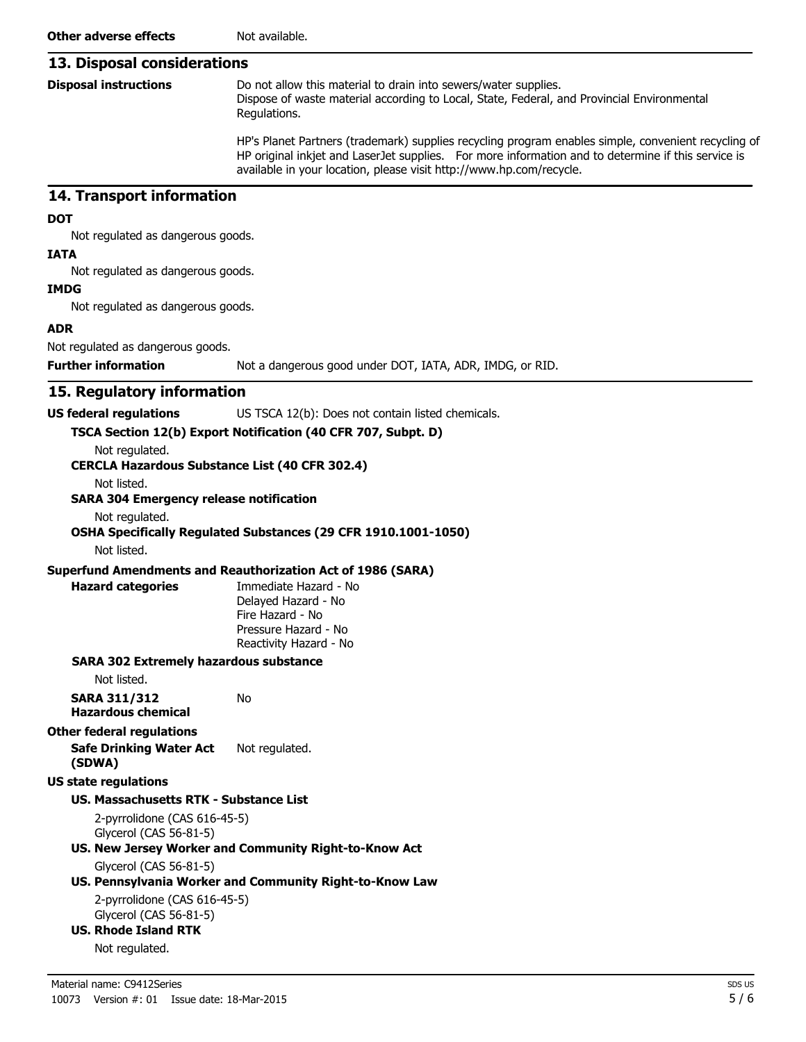**Other adverse effects** Not available.

## 13. Disposal considerations

**Disposal instructions**

Do not allow this material to drain into sewers/water supplies.
Dispose of waste material according to Local, State, Federal, and Provincial Environmental Regulations.

HP's Planet Partners (trademark) supplies recycling program enables simple, convenient recycling of HP original inkjet and LaserJet supplies. For more information and to determine if this service is available in your location, please visit http://www.hp.com/recycle.

## 14. Transport information

**DOT**

Not regulated as dangerous goods.

**IATA**

Not regulated as dangerous goods.

**IMDG**

Not regulated as dangerous goods.

**ADR**

Not regulated as dangerous goods.

**Further information** Not a dangerous good under DOT, IATA, ADR, IMDG, or RID.

## 15. Regulatory information

**US federal regulations** US TSCA 12(b): Does not contain listed chemicals.

**TSCA Section 12(b) Export Notification (40 CFR 707, Subpt. D)**

Not regulated.

**CERCLA Hazardous Substance List (40 CFR 302.4)**

Not listed.

**SARA 304 Emergency release notification**

Not regulated.

**OSHA Specifically Regulated Substances (29 CFR 1910.1001-1050)**

Not listed.

**Superfund Amendments and Reauthorization Act of 1986 (SARA)**

**Hazard categories**

Immediate Hazard - No
Delayed Hazard - No
Fire Hazard - No
Pressure Hazard - No
Reactivity Hazard - No

**SARA 302 Extremely hazardous substance**

Not listed.

**SARA 311/312 Hazardous chemical** No

**Other federal regulations**

**Safe Drinking Water Act (SDWA)** Not regulated.

**US state regulations**

**US. Massachusetts RTK - Substance List**

2-pyrrolidone (CAS 616-45-5)
Glycerol (CAS 56-81-5)

**US. New Jersey Worker and Community Right-to-Know Act**

Glycerol (CAS 56-81-5)

**US. Pennsylvania Worker and Community Right-to-Know Law**

2-pyrrolidone (CAS 616-45-5)
Glycerol (CAS 56-81-5)

**US. Rhode Island RTK**

Not regulated.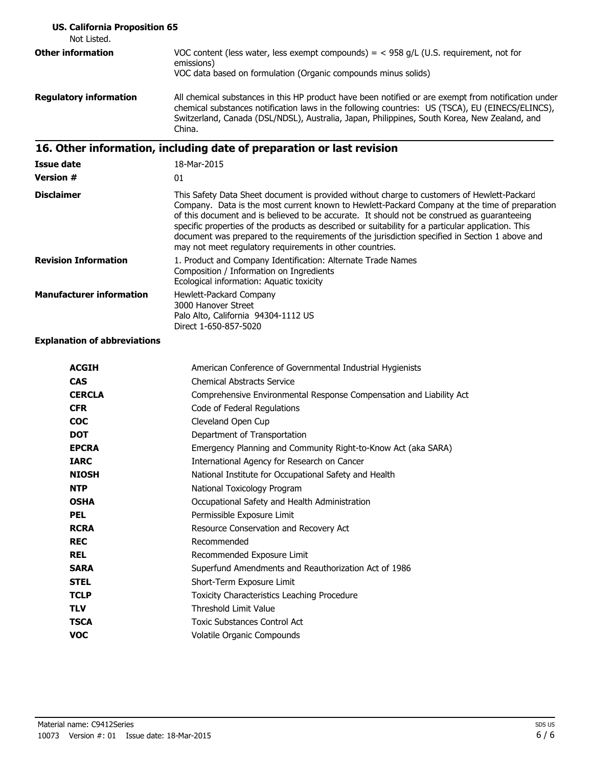**US. California Proposition 65**

Not Listed.

| | |
|---|---|
| **Other information** | VOC content (less water, less exempt compounds) = < 958 g/L (U.S. requirement, not for emissions)<br>VOC data based on formulation (Organic compounds minus solids) |
| **Regulatory information** | All chemical substances in this HP product have been notified or are exempt from notification under chemical substances notification laws in the following countries: US (TSCA), EU (EINECS/ELINCS), Switzerland, Canada (DSL/NDSL), Australia, Japan, Philippines, South Korea, New Zealand, and China. |

## 16. Other information, including date of preparation or last revision

| | |
|---|---|
| **Issue date** | 18-Mar-2015 |
| **Version #** | 01 |
| **Disclaimer** | This Safety Data Sheet document is provided without charge to customers of Hewlett-Packard Company. Data is the most current known to Hewlett-Packard Company at the time of preparation of this document and is believed to be accurate. It should not be construed as guaranteeing specific properties of the products as described or suitability for a particular application. This document was prepared to the requirements of the jurisdiction specified in Section 1 above and may not meet regulatory requirements in other countries. |
| **Revision Information** | 1. Product and Company Identification: Alternate Trade Names<br>Composition / Information on Ingredients<br>Ecological information: Aquatic toxicity |
| **Manufacturer information** | Hewlett-Packard Company<br>3000 Hanover Street<br>Palo Alto, California 94304-1112 US<br>Direct 1-650-857-5020 |

**Explanation of abbreviations**

| | |
|---|---|
| **ACGIH** | American Conference of Governmental Industrial Hygienists |
| **CAS** | Chemical Abstracts Service |
| **CERCLA** | Comprehensive Environmental Response Compensation and Liability Act |
| **CFR** | Code of Federal Regulations |
| **COC** | Cleveland Open Cup |
| **DOT** | Department of Transportation |
| **EPCRA** | Emergency Planning and Community Right-to-Know Act (aka SARA) |
| **IARC** | International Agency for Research on Cancer |
| **NIOSH** | National Institute for Occupational Safety and Health |
| **NTP** | National Toxicology Program |
| **OSHA** | Occupational Safety and Health Administration |
| **PEL** | Permissible Exposure Limit |
| **RCRA** | Resource Conservation and Recovery Act |
| **REC** | Recommended |
| **REL** | Recommended Exposure Limit |
| **SARA** | Superfund Amendments and Reauthorization Act of 1986 |
| **STEL** | Short-Term Exposure Limit |
| **TCLP** | Toxicity Characteristics Leaching Procedure |
| **TLV** | Threshold Limit Value |
| **TSCA** | Toxic Substances Control Act |
| **VOC** | Volatile Organic Compounds |